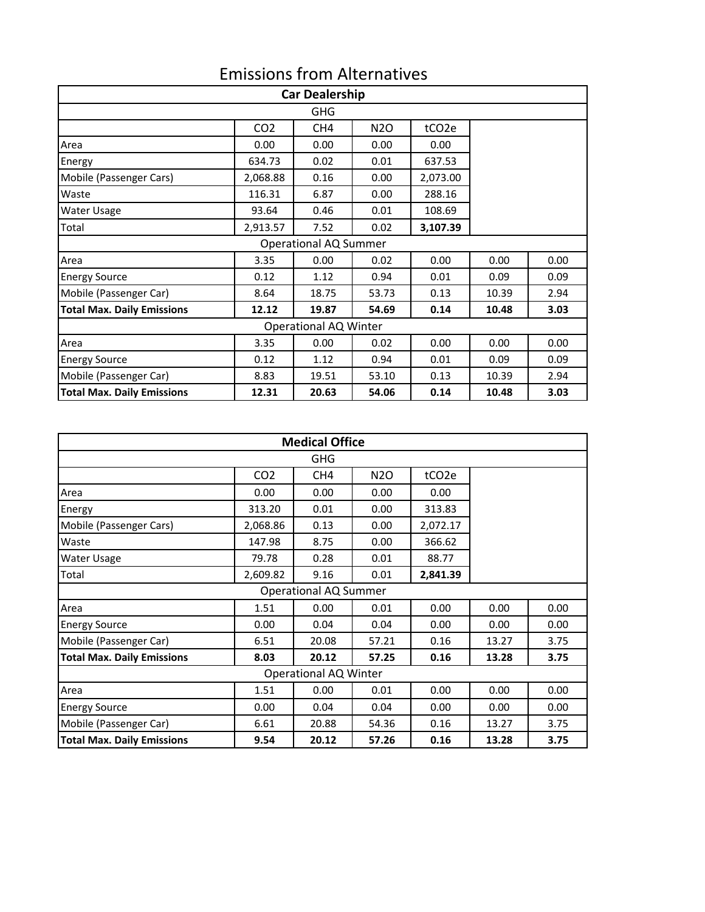# Emissions from Alternatives

| Car Dealership | | | | | | |
|---|---|---|---|---|---|---|
| GHG | | | | | | |
| | CO2 | CH4 | N2O | tCO2e | | |
| Area | 0.00 | 0.00 | 0.00 | 0.00 | | |
| Energy | 634.73 | 0.02 | 0.01 | 637.53 | | |
| Mobile (Passenger Cars) | 2,068.88 | 0.16 | 0.00 | 2,073.00 | | |
| Waste | 116.31 | 6.87 | 0.00 | 288.16 | | |
| Water Usage | 93.64 | 0.46 | 0.01 | 108.69 | | |
| Total | 2,913.57 | 7.52 | 0.02 | **3,107.39** | | |
| Operational AQ Summer | | | | | | |
| Area | 3.35 | 0.00 | 0.02 | 0.00 | 0.00 | 0.00 |
| Energy Source | 0.12 | 1.12 | 0.94 | 0.01 | 0.09 | 0.09 |
| Mobile (Passenger Car) | 8.64 | 18.75 | 53.73 | 0.13 | 10.39 | 2.94 |
| **Total Max. Daily Emissions** | **12.12** | **19.87** | **54.69** | **0.14** | **10.48** | **3.03** |
| Operational AQ Winter | | | | | | |
| Area | 3.35 | 0.00 | 0.02 | 0.00 | 0.00 | 0.00 |
| Energy Source | 0.12 | 1.12 | 0.94 | 0.01 | 0.09 | 0.09 |
| Mobile (Passenger Car) | 8.83 | 19.51 | 53.10 | 0.13 | 10.39 | 2.94 |
| **Total Max. Daily Emissions** | **12.31** | **20.63** | **54.06** | **0.14** | **10.48** | **3.03** |

| Medical Office | | | | | | |
|---|---|---|---|---|---|---|
| GHG | | | | | | |
| | CO2 | CH4 | N2O | tCO2e | | |
| Area | 0.00 | 0.00 | 0.00 | 0.00 | | |
| Energy | 313.20 | 0.01 | 0.00 | 313.83 | | |
| Mobile (Passenger Cars) | 2,068.86 | 0.13 | 0.00 | 2,072.17 | | |
| Waste | 147.98 | 8.75 | 0.00 | 366.62 | | |
| Water Usage | 79.78 | 0.28 | 0.01 | 88.77 | | |
| Total | 2,609.82 | 9.16 | 0.01 | **2,841.39** | | |
| Operational AQ Summer | | | | | | |
| Area | 1.51 | 0.00 | 0.01 | 0.00 | 0.00 | 0.00 |
| Energy Source | 0.00 | 0.04 | 0.04 | 0.00 | 0.00 | 0.00 |
| Mobile (Passenger Car) | 6.51 | 20.08 | 57.21 | 0.16 | 13.27 | 3.75 |
| **Total Max. Daily Emissions** | **8.03** | **20.12** | **57.25** | **0.16** | **13.28** | **3.75** |
| Operational AQ Winter | | | | | | |
| Area | 1.51 | 0.00 | 0.01 | 0.00 | 0.00 | 0.00 |
| Energy Source | 0.00 | 0.04 | 0.04 | 0.00 | 0.00 | 0.00 |
| Mobile (Passenger Car) | 6.61 | 20.88 | 54.36 | 0.16 | 13.27 | 3.75 |
| **Total Max. Daily Emissions** | **9.54** | **20.12** | **57.26** | **0.16** | **13.28** | **3.75** |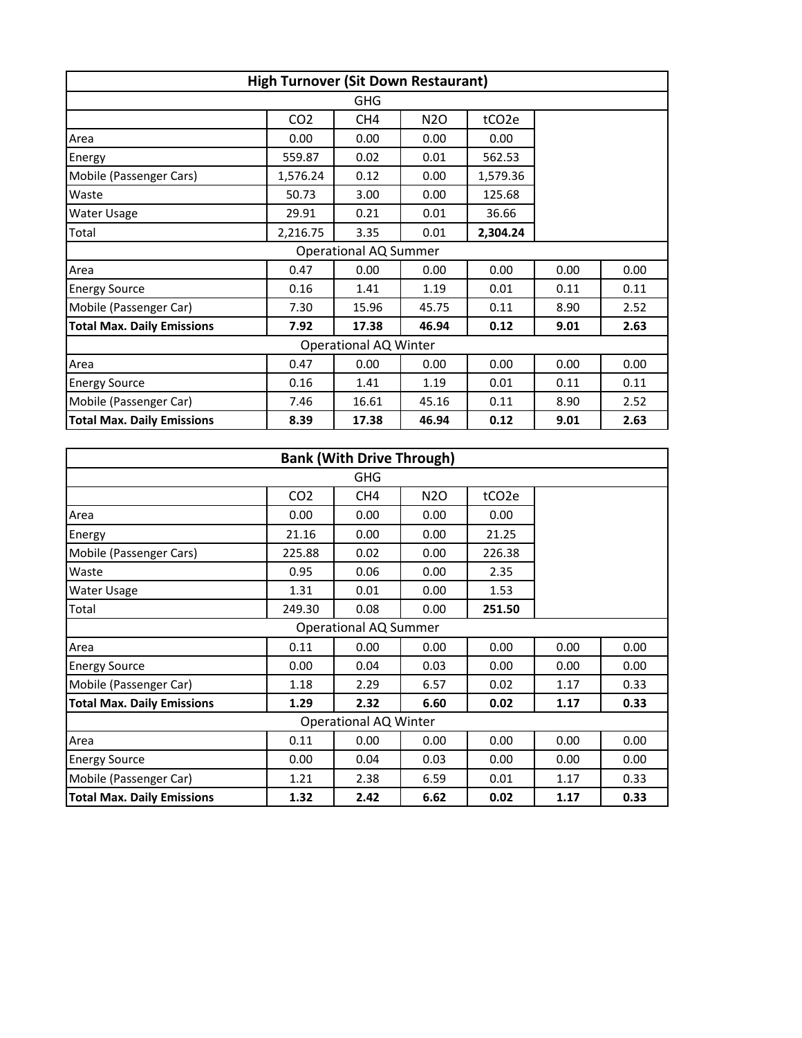| High Turnover (Sit Down Restaurant) | | | | | | |
|---|---|---|---|---|---|---|
| GHG | | | | | | |
| | $CO_2$ | $CH_4$ | $N_2O$ | $tCO_2e$ | | |
| Area | 0.00 | 0.00 | 0.00 | 0.00 | | |
| Energy | 559.87 | 0.02 | 0.01 | 562.53 | | |
| Mobile (Passenger Cars) | 1,576.24 | 0.12 | 0.00 | 1,579.36 | | |
| Waste | 50.73 | 3.00 | 0.00 | 125.68 | | |
| Water Usage | 29.91 | 0.21 | 0.01 | 36.66 | | |
| Total | 2,216.75 | 3.35 | 0.01 | **2,304.24** | | |
| Operational AQ Summer | | | | | | |
| Area | 0.47 | 0.00 | 0.00 | 0.00 | 0.00 | 0.00 |
| Energy Source | 0.16 | 1.41 | 1.19 | 0.01 | 0.11 | 0.11 |
| Mobile (Passenger Car) | 7.30 | 15.96 | 45.75 | 0.11 | 8.90 | 2.52 |
| **Total Max. Daily Emissions** | **7.92** | **17.38** | **46.94** | **0.12** | **9.01** | **2.63** |
| Operational AQ Winter | | | | | | |
| Area | 0.47 | 0.00 | 0.00 | 0.00 | 0.00 | 0.00 |
| Energy Source | 0.16 | 1.41 | 1.19 | 0.01 | 0.11 | 0.11 |
| Mobile (Passenger Car) | 7.46 | 16.61 | 45.16 | 0.11 | 8.90 | 2.52 |
| **Total Max. Daily Emissions** | **8.39** | **17.38** | **46.94** | **0.12** | **9.01** | **2.63** |

| Bank (With Drive Through) | | | | | | |
|---|---|---|---|---|---|---|
| GHG | | | | | | |
| | $CO_2$ | $CH_4$ | $N_2O$ | $tCO_2e$ | | |
| Area | 0.00 | 0.00 | 0.00 | 0.00 | | |
| Energy | 21.16 | 0.00 | 0.00 | 21.25 | | |
| Mobile (Passenger Cars) | 225.88 | 0.02 | 0.00 | 226.38 | | |
| Waste | 0.95 | 0.06 | 0.00 | 2.35 | | |
| Water Usage | 1.31 | 0.01 | 0.00 | 1.53 | | |
| Total | 249.30 | 0.08 | 0.00 | **251.50** | | |
| Operational AQ Summer | | | | | | |
| Area | 0.11 | 0.00 | 0.00 | 0.00 | 0.00 | 0.00 |
| Energy Source | 0.00 | 0.04 | 0.03 | 0.00 | 0.00 | 0.00 |
| Mobile (Passenger Car) | 1.18 | 2.29 | 6.57 | 0.02 | 1.17 | 0.33 |
| **Total Max. Daily Emissions** | **1.29** | **2.32** | **6.60** | **0.02** | **1.17** | **0.33** |
| Operational AQ Winter | | | | | | |
| Area | 0.11 | 0.00 | 0.00 | 0.00 | 0.00 | 0.00 |
| Energy Source | 0.00 | 0.04 | 0.03 | 0.00 | 0.00 | 0.00 |
| Mobile (Passenger Car) | 1.21 | 2.38 | 6.59 | 0.01 | 1.17 | 0.33 |
| **Total Max. Daily Emissions** | **1.32** | **2.42** | **6.62** | **0.02** | **1.17** | **0.33** |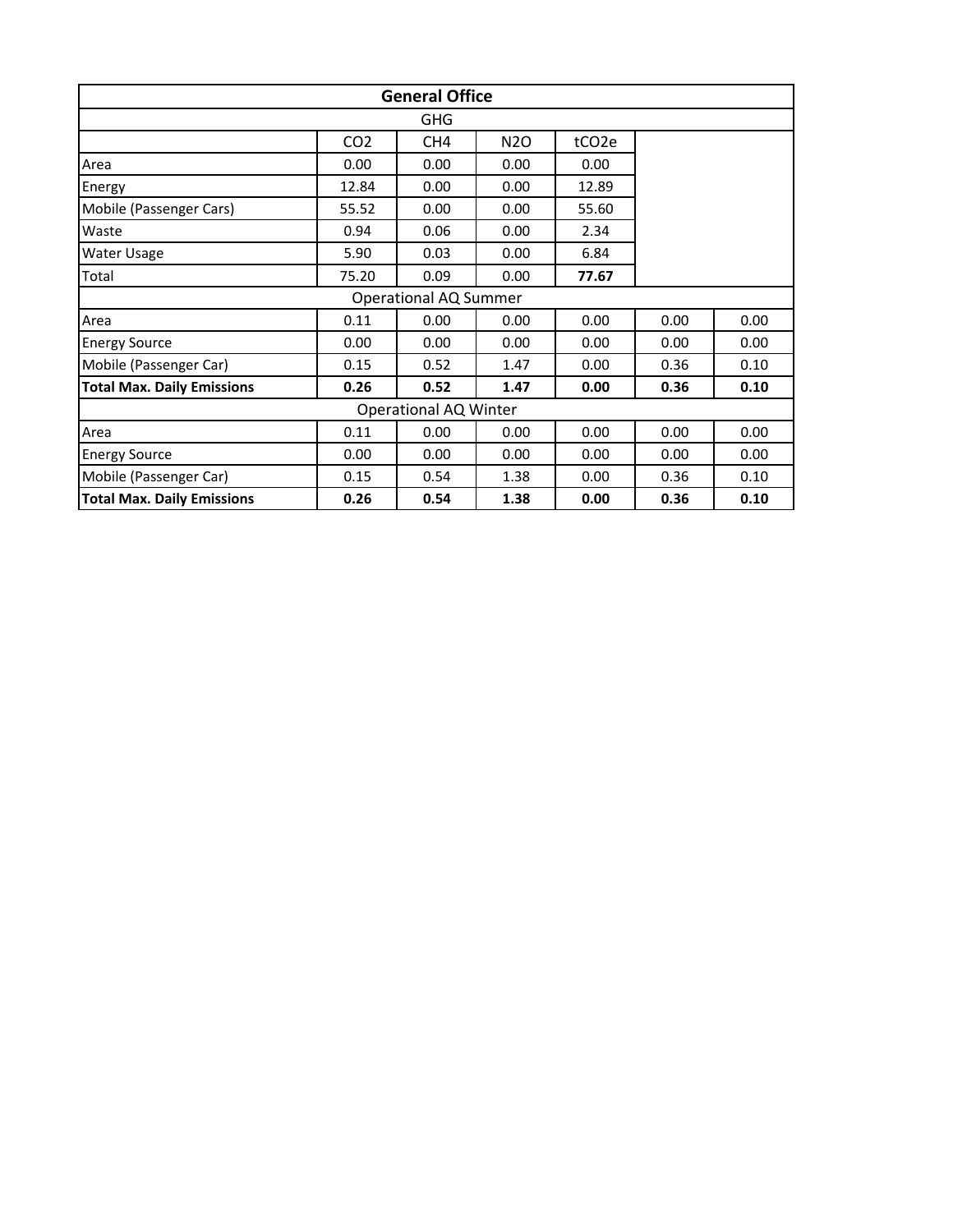| General Office | | | | | | |
|---|---|---|---|---|---|---|
| GHG | | | | | | |
| | $CO_2$ | $CH_4$ | $N_2O$ | $tCO_2e$ | | |
| Area | 0.00 | 0.00 | 0.00 | 0.00 | | |
| Energy | 12.84 | 0.00 | 0.00 | 12.89 | | |
| Mobile (Passenger Cars) | 55.52 | 0.00 | 0.00 | 55.60 | | |
| Waste | 0.94 | 0.06 | 0.00 | 2.34 | | |
| Water Usage | 5.90 | 0.03 | 0.00 | 6.84 | | |
| Total | 75.20 | 0.09 | 0.00 | **77.67** | | |
| Operational AQ Summer | | | | | | |
| Area | 0.11 | 0.00 | 0.00 | 0.00 | 0.00 | 0.00 |
| Energy Source | 0.00 | 0.00 | 0.00 | 0.00 | 0.00 | 0.00 |
| Mobile (Passenger Car) | 0.15 | 0.52 | 1.47 | 0.00 | 0.36 | 0.10 |
| **Total Max. Daily Emissions** | **0.26** | **0.52** | **1.47** | **0.00** | **0.36** | **0.10** |
| Operational AQ Winter | | | | | | |
| Area | 0.11 | 0.00 | 0.00 | 0.00 | 0.00 | 0.00 |
| Energy Source | 0.00 | 0.00 | 0.00 | 0.00 | 0.00 | 0.00 |
| Mobile (Passenger Car) | 0.15 | 0.54 | 1.38 | 0.00 | 0.36 | 0.10 |
| **Total Max. Daily Emissions** | **0.26** | **0.54** | **1.38** | **0.00** | **0.36** | **0.10** |